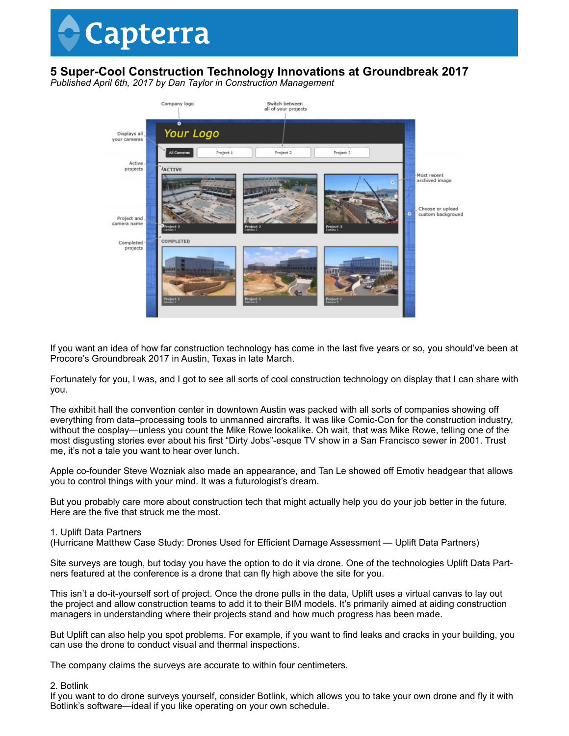Capterra

# 5 Super-Cool Construction Technology Innovations at Groundbreak 2017

*Published April 6th, 2017 by Dan Taylor in Construction Management*

If you want an idea of how far construction technology has come in the last five years or so, you should've been at Procore's Groundbreak 2017 in Austin, Texas in late March.

Fortunately for you, I was, and I got to see all sorts of cool construction technology on display that I can share with you.

The exhibit hall the convention center in downtown Austin was packed with all sorts of companies showing off everything from data–processing tools to unmanned aircrafts. It was like Comic-Con for the construction industry, without the cosplay—unless you count the Mike Rowe lookalike. Oh wait, that was Mike Rowe, telling one of the most disgusting stories ever about his first "Dirty Jobs"-esque TV show in a San Francisco sewer in 2001. Trust me, it's not a tale you want to hear over lunch.

Apple co-founder Steve Wozniak also made an appearance, and Tan Le showed off Emotiv headgear that allows you to control things with your mind. It was a futurologist's dream.

But you probably care more about construction tech that might actually help you do your job better in the future. Here are the five that struck me the most.

1. Uplift Data Partners
(Hurricane Matthew Case Study: Drones Used for Efficient Damage Assessment — Uplift Data Partners)

Site surveys are tough, but today you have the option to do it via drone. One of the technologies Uplift Data Partners featured at the conference is a drone that can fly high above the site for you.

This isn't a do-it-yourself sort of project. Once the drone pulls in the data, Uplift uses a virtual canvas to lay out the project and allow construction teams to add it to their BIM models. It's primarily aimed at aiding construction managers in understanding where their projects stand and how much progress has been made.

But Uplift can also help you spot problems. For example, if you want to find leaks and cracks in your building, you can use the drone to conduct visual and thermal inspections.

The company claims the surveys are accurate to within four centimeters.

2. Botlink
If you want to do drone surveys yourself, consider Botlink, which allows you to take your own drone and fly it with Botlink's software—ideal if you like operating on your own schedule.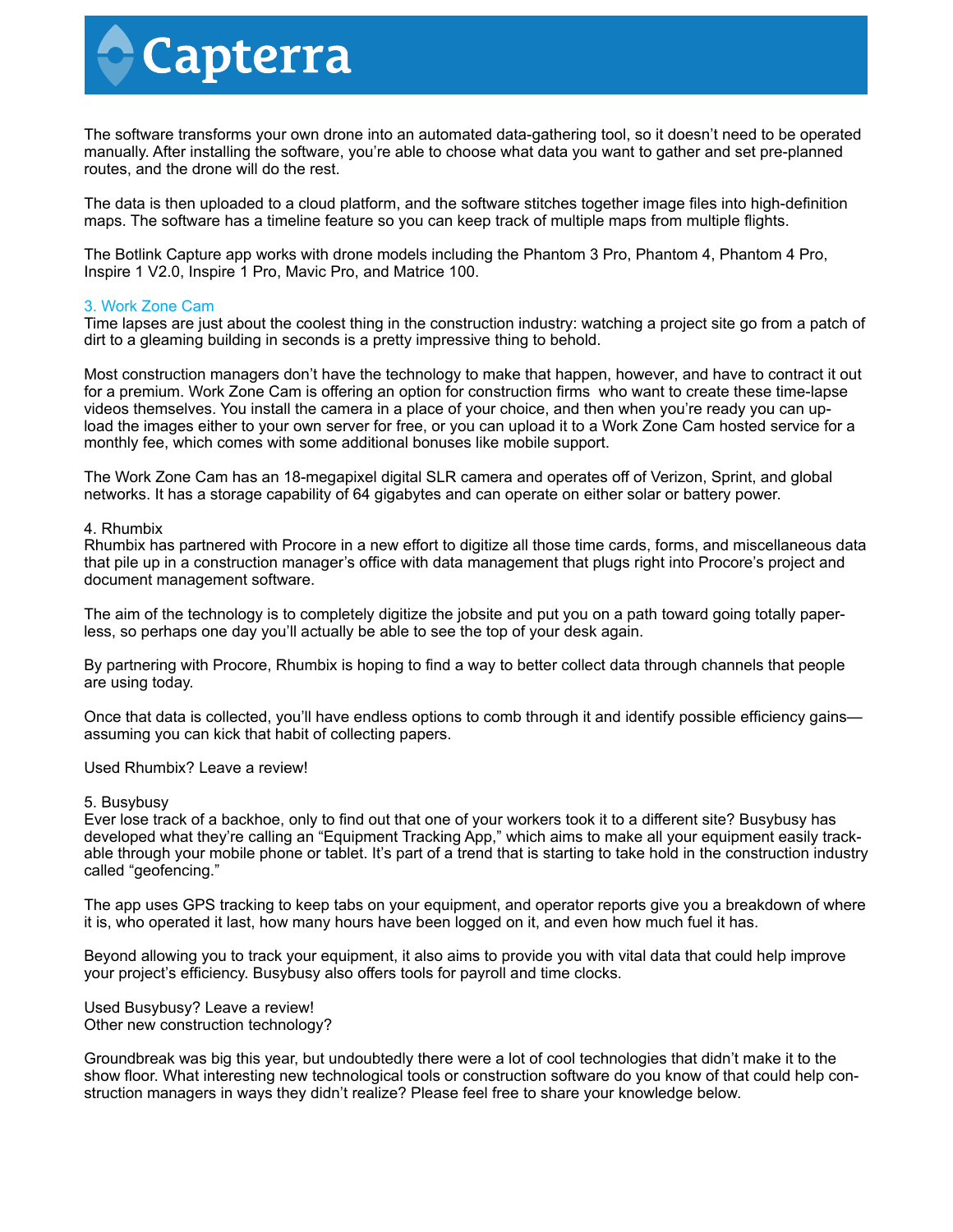The software transforms your own drone into an automated data-gathering tool, so it doesn't need to be operated manually. After installing the software, you're able to choose what data you want to gather and set pre-planned routes, and the drone will do the rest.

The data is then uploaded to a cloud platform, and the software stitches together image files into high-definition maps. The software has a timeline feature so you can keep track of multiple maps from multiple flights.

The Botlink Capture app works with drone models including the Phantom 3 Pro, Phantom 4, Phantom 4 Pro, Inspire 1 V2.0, Inspire 1 Pro, Mavic Pro, and Matrice 100.

### 3. Work Zone Cam

Time lapses are just about the coolest thing in the construction industry: watching a project site go from a patch of dirt to a gleaming building in seconds is a pretty impressive thing to behold.

Most construction managers don't have the technology to make that happen, however, and have to contract it out for a premium. Work Zone Cam is offering an option for construction firms who want to create these time-lapse videos themselves. You install the camera in a place of your choice, and then when you're ready you can upload the images either to your own server for free, or you can upload it to a Work Zone Cam hosted service for a monthly fee, which comes with some additional bonuses like mobile support.

The Work Zone Cam has an 18-megapixel digital SLR camera and operates off of Verizon, Sprint, and global networks. It has a storage capability of 64 gigabytes and can operate on either solar or battery power.

### 4. Rhumbix

Rhumbix has partnered with Procore in a new effort to digitize all those time cards, forms, and miscellaneous data that pile up in a construction manager's office with data management that plugs right into Procore's project and document management software.

The aim of the technology is to completely digitize the jobsite and put you on a path toward going totally paperless, so perhaps one day you'll actually be able to see the top of your desk again.

By partnering with Procore, Rhumbix is hoping to find a way to better collect data through channels that people are using today.

Once that data is collected, you'll have endless options to comb through it and identify possible efficiency gains—assuming you can kick that habit of collecting papers.

Used Rhumbix? Leave a review!

### 5. Busybusy

Ever lose track of a backhoe, only to find out that one of your workers took it to a different site? Busybusy has developed what they're calling an "Equipment Tracking App," which aims to make all your equipment easily trackable through your mobile phone or tablet. It's part of a trend that is starting to take hold in the construction industry called "geofencing."

The app uses GPS tracking to keep tabs on your equipment, and operator reports give you a breakdown of where it is, who operated it last, how many hours have been logged on it, and even how much fuel it has.

Beyond allowing you to track your equipment, it also aims to provide you with vital data that could help improve your project's efficiency. Busybusy also offers tools for payroll and time clocks.

Used Busybusy? Leave a review!

### Other new construction technology?

Groundbreak was big this year, but undoubtedly there were a lot of cool technologies that didn't make it to the show floor. What interesting new technological tools or construction software do you know of that could help construction managers in ways they didn't realize? Please feel free to share your knowledge below.